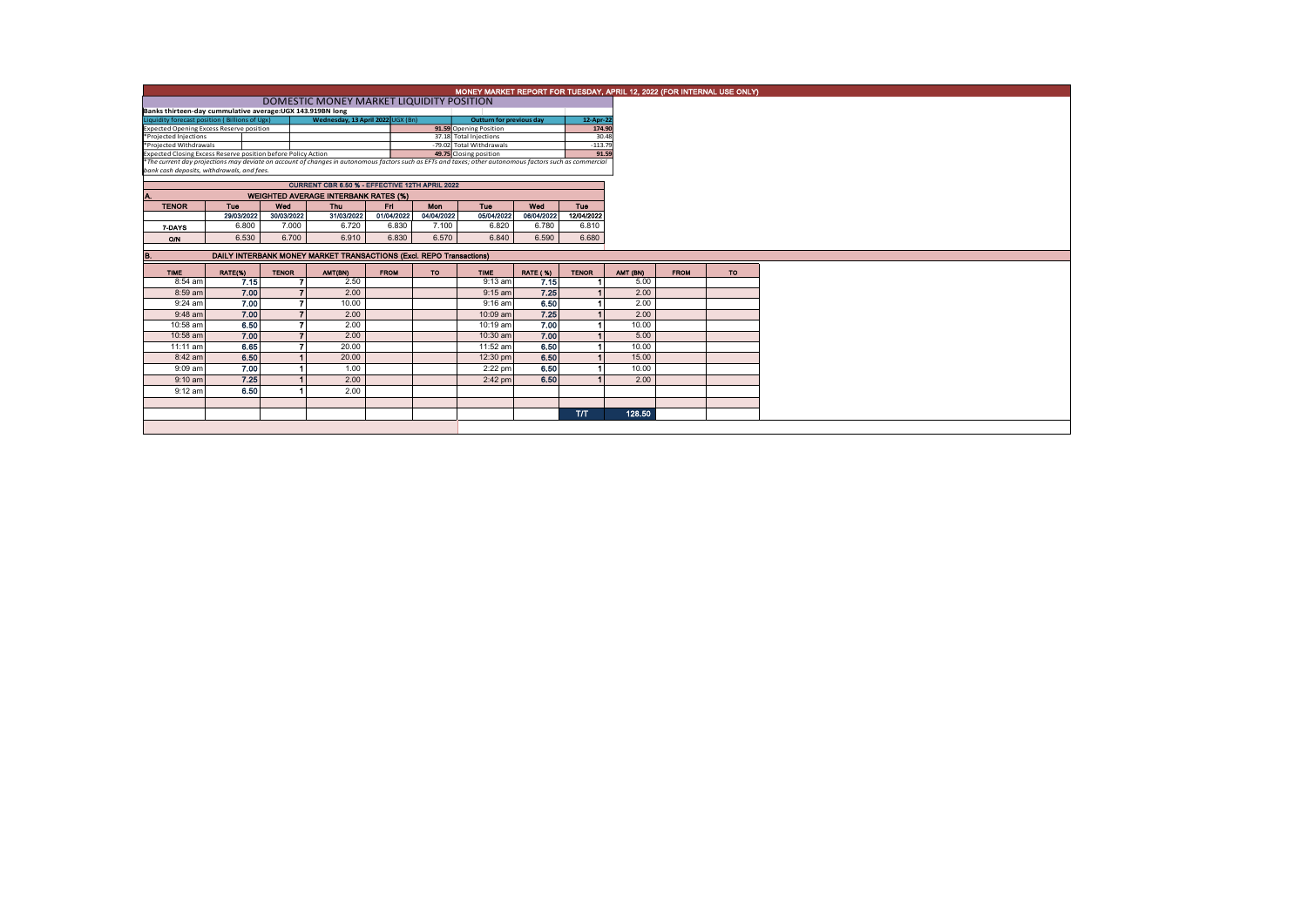# MONEY MARKET REPORT FOR TUESDAY, APRIL 12, 2022 (FOR INTERNAL USE ONLY)

## DOMESTIC MONEY MARKET LIQUIDITY POSITION

Banks thirteen-day cummulative average:UGX 143.919BN long

| Liquidity forecast position (Billions of Ugx) | Wednesday, 13 April 2022 UGX (Bn) | Outturn for previous day | 12-Apr-22 |
|---|---|---|---|
| Expected Opening Excess Reserve position | 91.59 | Opening Position | 174.90 |
| *Projected Injections | 37.18 | Total Injections | 30.48 |
| *Projected Withdrawals | -79.02 | Total Withdrawals | -113.79 |
| Expected Closing Excess Reserve position before Policy Action | 49.75 | Closing position | 91.59 |

*The current day projections may deviate on account of changes in autonomous factors such as EFTs and taxes; other autonomous factors such as commercial bank cash deposits, withdrawals, and fees.

CURRENT CBR 6.50 % - EFFECTIVE 12TH APRIL 2022

### A. WEIGHTED AVERAGE INTERBANK RATES (%)

| TENOR | Tue | Wed | Thu | Fri | Mon | Tue | Wed | Tue |
|---|---|---|---|---|---|---|---|---|
| | 29/03/2022 | 30/03/2022 | 31/03/2022 | 01/04/2022 | 04/04/2022 | 05/04/2022 | 06/04/2022 | 12/04/2022 |
| 7-DAYS | 6.800 | 7.000 | 6.720 | 6.830 | 7.100 | 6.820 | 6.780 | 6.810 |
| O/N | 6.530 | 6.700 | 6.910 | 6.830 | 6.570 | 6.840 | 6.590 | 6.680 |

### B. DAILY INTERBANK MONEY MARKET TRANSACTIONS (Excl. REPO Transactions)

| TIME | RATE(%) | TENOR | AMT(BN) | FROM | TO | TIME | RATE (%) | TENOR | AMT (BN) | FROM | TO |
|---|---|---|---|---|---|---|---|---|---|---|---|
| 8:54 am | 7.15 | 7 | 2.50 | | | 9:13 am | 7.15 | 1 | 5.00 | | |
| 8:59 am | 7.00 | 7 | 2.00 | | | 9:15 am | 7.25 | 1 | 2.00 | | |
| 9:24 am | 7.00 | 7 | 10.00 | | | 9:16 am | 6.50 | 1 | 2.00 | | |
| 9:48 am | 7.00 | 7 | 2.00 | | | 10:09 am | 7.25 | 1 | 2.00 | | |
| 10:58 am | 6.50 | 7 | 2.00 | | | 10:19 am | 7.00 | 1 | 10.00 | | |
| 10:58 am | 7.00 | 7 | 2.00 | | | 10:30 am | 7.00 | 1 | 5.00 | | |
| 11:11 am | 6.65 | 7 | 20.00 | | | 11:52 am | 6.50 | 1 | 10.00 | | |
| 8:42 am | 6.50 | 1 | 20.00 | | | 12:30 pm | 6.50 | 1 | 15.00 | | |
| 9:09 am | 7.00 | 1 | 1.00 | | | 2:22 pm | 6.50 | 1 | 10.00 | | |
| 9:10 am | 7.25 | 1 | 2.00 | | | 2:42 pm | 6.50 | 1 | 2.00 | | |
| 9:12 am | 6.50 | 1 | 2.00 | | | | | | | | |
| | | | | | | | | T/T | 128.50 | | |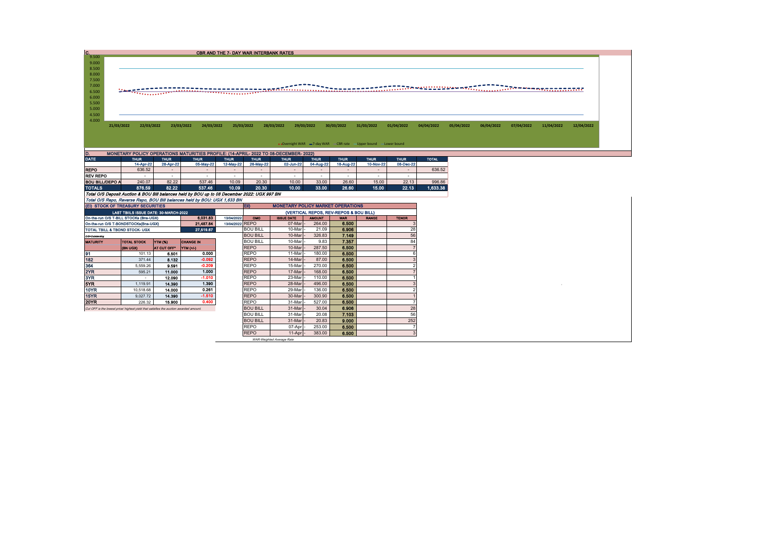## C. CBR AND THE 7- DAY WAR INTERBANK RATES

9.500
9.000
8.500
8.000
7.500
7.000
6.500
6.000
5.500
5.000
4.500
4.000

21/03/2022 22/03/2022 23/03/2022 24/03/2022 25/03/2022 28/03/2022 29/03/2022 30/03/2022 31/03/2022 01/04/2022 04/04/2022 05/04/2022 06/04/2022 07/04/2022 11/04/2022 12/04/2022

Overnight WAR — 7-day WAR — CBR rate — Upper bound — Lower bound

## D. MONETARY POLICY OPERATIONS MATURITIES PROFILE: (14-APRIL- 2022 TO 08-DECEMBER- 2022)

| DATE | THUR | THUR | THUR | THUR | THUR | THUR | THUR | THUR | THUR | THUR | TOTAL |
|---|---|---|---|---|---|---|---|---|---|---|---|
| | 14-Apr-22 | 28-Apr-22 | 05-May-22 | 12-May-22 | 26-May-22 | 02-Jun-22 | 04-Aug-22 | 18-Aug-22 | 10-Nov-22 | 08-Dec-22 | |
| REPO | 636.52 | - | - | - | - | - | - | - | - | - | 636.52 |
| REV REPO | - | - | - | - | - | - | - | - | - | - | |
| BOU BILL/DEPO A | 240.07 | 82.22 | 537.46 | 10.09 | 20.30 | 10.00 | 33.00 | 26.60 | 15.00 | 22.13 | 996.86 |
| TOTALS | 876.59 | 82.22 | 537.46 | 10.09 | 20.30 | 10.00 | 33.00 | 26.60 | 15.00 | 22.13 | 1,633.38 |

*Total O/S Deposit Auction & BOU Bill balances held by BOU up to 08 December 2022: UGX 997 BN*

*Total O/S Repo, Reverse Repo, BOU Bill balances held by BOU: UGX 1,633 BN*

## (EI) STOCK OF TREASURY SECURITIES

| LAST TBIILS ISSUE DATE: 30-MARCH-2022 | | | | |
|---|---|---|---|---|
| On-the-run O/S T-BILL STOCKs (Bns-UGX) | | | 6,031.83 | 13/04/2022 |
| On-the-run O/S T-BONDSTOCKs(Bns-UGX) | | | 21,487.84 | 13/04/2022 |
| TOTAL TBILL & TBOND STOCK- UGX | | | 27,519.67 | |

O/S=Outstanding

| MATURITY | TOTAL STOCK (BN UGX) | YTM (%) AT CUT OFF* | CHANGE IN YTM (+/-) |
|---|---|---|---|
| 91 | 101.13 | 6.501 | 0.000 |
| 182 | 371.44 | 8.132 | -0.092 |
| 364 | 5,559.26 | 9.591 | -0.209 |
| 2YR | 595.21 | 11.000 | 1.000 |
| 3YR | - | 12.090 | -1.010 |
| 5YR | 1,119.91 | 14.390 | 1.390 |
| 10YR | 10,518.68 | 14.000 | 0.261 |
| 15YR | 9,027.72 | 14.390 | -1.510 |
| 20YR | 226.32 | 15.900 | 0.400 |

*Cut OFF is the lowest price/ highest yield that satisfies the auction awarded amount.*

## EII) MONETARY POLICY MARKET OPERATIONS

(VERTICAL REPOS, REV-REPOS & BOU BILL)

| OMO | ISSUE DATE | AMOUNT | WAR | RANGE | TENOR |
|---|---|---|---|---|---|
| REPO | 07-Mar - | 264.00 | 6.500 | | 3 |
| BOU BILL | 10-Mar - | 21.09 | 6.906 | | 28 |
| BOU BILL | 10-Mar - | 326.83 | 7.149 | | 56 |
| BOU BILL | 10-Mar - | 9.83 | 7.357 | | 84 |
| REPO | 10-Mar - | 287.50 | 6.500 | | 7 |
| REPO | 11-Mar - | 180.00 | 6.500 | | 6 |
| REPO | 14-Mar - | 87.00 | 6.500 | | 3 |
| REPO | 15-Mar - | 270.00 | 6.500 | | 2 |
| REPO | 17-Mar - | 168.00 | 6.500 | | 7 |
| REPO | 23-Mar - | 110.00 | 6.500 | | 1 |
| REPO | 28-Mar - | 496.00 | 6.500 | | 3 |
| REPO | 29-Mar - | 136.00 | 6.500 | | 2 |
| REPO | 30-Mar - | 300.90 | 6.500 | | 1 |
| REPO | 31-Mar - | 527.00 | 6.500 | | 7 |
| BOU BILL | 31-Mar - | 30.04 | 6.906 | | 28 |
| BOU BILL | 31-Mar - | 20.08 | 7.103 | | 56 |
| BOU BILL | 31-Mar - | 20.83 | 9.000 | | 252 |
| REPO | 07-Apr - | 253.00 | 6.500 | | 7 |
| REPO | 11-Apr - | 383.00 | 6.500 | | 3 |

*WAR-Weighted Average Rate*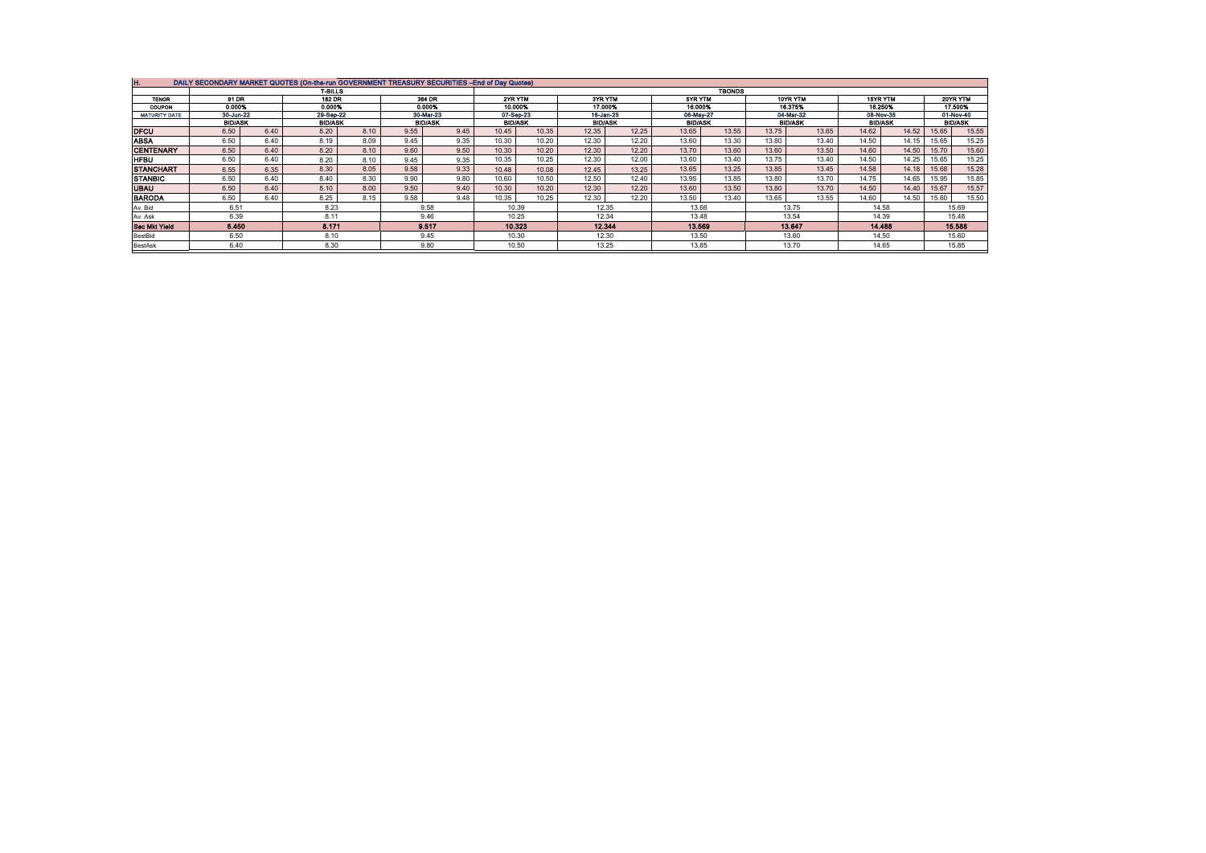| H. | DAILY SECONDARY MARKET QUOTES (On-the-run GOVERNMENT TREASURY SECURITIES –End of Day Quotes) | | | | | | | | | | | | | | | | | |
|---|---|---|---|---|---|---|---|---|---|---|---|---|---|---|---|---|---|---|
| | T-BILLS | | | | | | TBONDS | | | | | | | | | | | |
| TENOR | 91 DR | | 182 DR | | 364 DR | | 2YR YTM | | 3YR YTM | | 5YR YTM | | 10YR YTM | | 15YR YTM | | 20YR YTM | |
| COUPON | 0.000% | | 0.000% | | 0.000% | | 10.000% | | 17.000% | | 16.000% | | 16.375% | | 16.250% | | 17.500% | |
| MATURITY DATE | 30-Jun-22 | | 29-Sep-22 | | 30-Mar-23 | | 07-Sep-23 | | 16-Jan-25 | | 06-May-27 | | 04-Mar-32 | | 08-Nov-35 | | 01-Nov-40 | |
| | BID/ASK | | BID/ASK | | BID/ASK | | BID/ASK | | BID/ASK | | BID/ASK | | BID/ASK | | BID/ASK | | BID/ASK | |
| DFCU | 6.50 | 6.40 | 8.20 | 8.10 | 9.55 | 9.45 | 10.45 | 10.35 | 12.35 | 12.25 | 13.65 | 13.55 | 13.75 | 13.65 | 14.62 | 14.52 | 15.65 | 15.55 |
| ABSA | 6.50 | 6.40 | 8.19 | 8.09 | 9.45 | 9.35 | 10.30 | 10.20 | 12.30 | 12.20 | 13.60 | 13.30 | 13.80 | 13.40 | 14.50 | 14.15 | 15.65 | 15.25 |
| CENTENARY | 6.50 | 6.40 | 8.20 | 8.10 | 9.60 | 9.50 | 10.30 | 10.20 | 12.30 | 12.20 | 13.70 | 13.60 | 13.60 | 13.50 | 14.60 | 14.50 | 15.70 | 15.60 |
| HFBU | 6.50 | 6.40 | 8.20 | 8.10 | 9.45 | 9.35 | 10.35 | 10.25 | 12.30 | 12.00 | 13.60 | 13.40 | 13.75 | 13.40 | 14.50 | 14.25 | 15.65 | 15.25 |
| STANCHART | 6.55 | 6.35 | 8.30 | 8.05 | 9.58 | 9.33 | 10.48 | 10.08 | 12.45 | 13.25 | 13.65 | 13.25 | 13.85 | 13.45 | 14.58 | 14.18 | 15.68 | 15.28 |
| STANBIC | 6.50 | 6.40 | 8.40 | 8.30 | 9.90 | 9.80 | 10.60 | 10.50 | 12.50 | 12.40 | 13.95 | 13.85 | 13.80 | 13.70 | 14.75 | 14.65 | 15.95 | 15.85 |
| UBAU | 6.50 | 6.40 | 8.10 | 8.00 | 9.50 | 9.40 | 10.30 | 10.20 | 12.30 | 12.20 | 13.60 | 13.50 | 13.80 | 13.70 | 14.50 | 14.40 | 15.67 | 15.57 |
| BARODA | 6.50 | 6.40 | 8.25 | 8.15 | 9.58 | 9.48 | 10.35 | 10.25 | 12.30 | 12.20 | 13.50 | 13.40 | 13.65 | 13.55 | 14.60 | 14.50 | 15.60 | 15.50 |
| Av. Bid | 6.51 | | 8.23 | | 9.58 | | 10.39 | | 12.35 | | 13.66 | | 13.75 | | 14.58 | | 15.69 | |
| Av. Ask | 6.39 | | 8.11 | | 9.46 | | 10.25 | | 12.34 | | 13.48 | | 13.54 | | 14.39 | | 15.48 | |
| Sec Mkt Yield | 6.450 | | 8.171 | | 9.517 | | 10.323 | | 12.344 | | 13.569 | | 13.647 | | 14.488 | | 15.588 | |
| BestBid | 6.50 | | 8.10 | | 9.45 | | 10.30 | | 12.30 | | 13.50 | | 13.60 | | 14.50 | | 15.60 | |
| BestAsk | 6.40 | | 8.30 | | 9.80 | | 10.50 | | 13.25 | | 13.85 | | 13.70 | | 14.65 | | 15.85 | |